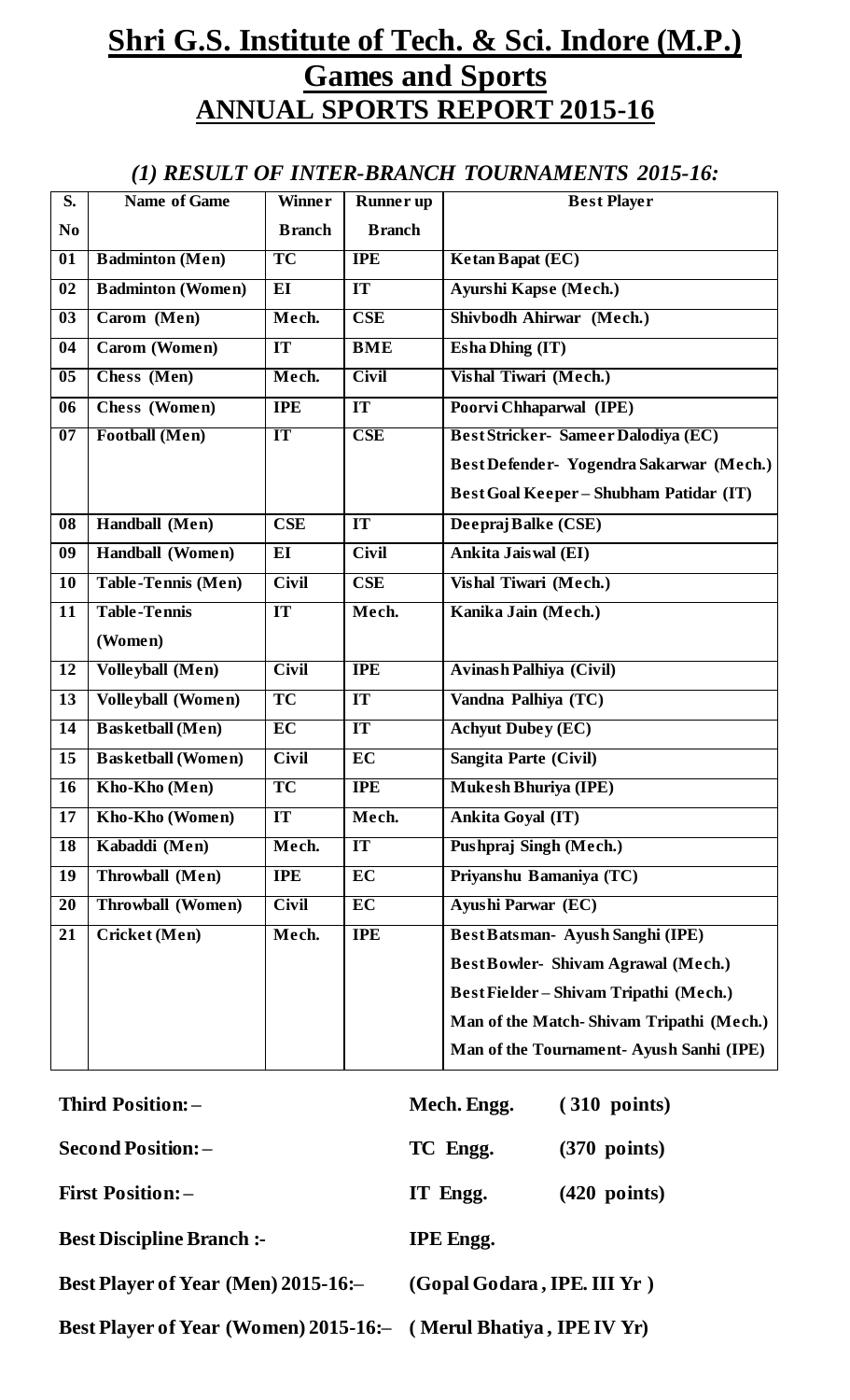# Shri G.S. Institute of Tech. & Sci. Indore (M.P.)

## Games and Sports

## ANNUAL SPORTS REPORT 2015-16

### *(1) RESULT OF INTER-BRANCH TOURNAMENTS 2015-16:*

| S. No | Name of Game | Winner Branch | Runner up Branch | Best Player |
|---|---|---|---|---|
| 01 | Badminton (Men) | TC | IPE | Ketan Bapat (EC) |
| 02 | Badminton (Women) | EI | IT | Ayurshi Kapse (Mech.) |
| 03 | Carom (Men) | Mech. | CSE | Shivbodh Ahirwar (Mech.) |
| 04 | Carom (Women) | IT | BME | Esha Dhing (IT) |
| 05 | Chess (Men) | Mech. | Civil | Vishal Tiwari (Mech.) |
| 06 | Chess (Women) | IPE | IT | Poorvi Chhaparwal (IPE) |
| 07 | Football (Men) | IT | CSE | Best Stricker- Sameer Dalodiya (EC)<br>Best Defender- Yogendra Sakarwar (Mech.)<br>Best Goal Keeper – Shubham Patidar (IT) |
| 08 | Handball (Men) | CSE | IT | Deepraj Balke (CSE) |
| 09 | Handball (Women) | EI | Civil | Ankita Jaiswal (EI) |
| 10 | Table-Tennis (Men) | Civil | CSE | Vishal Tiwari (Mech.) |
| 11 | Table-Tennis (Women) | IT | Mech. | Kanika Jain (Mech.) |
| 12 | Volleyball (Men) | Civil | IPE | Avinash Palhiya (Civil) |
| 13 | Volleyball (Women) | TC | IT | Vandna Palhiya (TC) |
| 14 | Basketball (Men) | EC | IT | Achyut Dubey (EC) |
| 15 | Basketball (Women) | Civil | EC | Sangita Parte (Civil) |
| 16 | Kho-Kho (Men) | TC | IPE | Mukesh Bhuriya (IPE) |
| 17 | Kho-Kho (Women) | IT | Mech. | Ankita Goyal (IT) |
| 18 | Kabaddi (Men) | Mech. | IT | Pushpraj Singh (Mech.) |
| 19 | Throwball (Men) | IPE | EC | Priyanshu Bamaniya (TC) |
| 20 | Throwball (Women) | Civil | EC | Ayushi Parwar (EC) |
| 21 | Cricket (Men) | Mech. | IPE | Best Batsman- Ayush Sanghi (IPE)<br>Best Bowler- Shivam Agrawal (Mech.)<br>Best Fielder – Shivam Tripathi (Mech.)<br>Man of the Match- Shivam Tripathi (Mech.)<br>Man of the Tournament- Ayush Sanhi (IPE) |

**Third Position: –** **Mech. Engg. (310 points)**

**Second Position: –** **TC Engg. (370 points)**

**First Position: –** **IT Engg. (420 points)**

**Best Discipline Branch :-** **IPE Engg.**

**Best Player of Year (Men) 2015-16:–** **(Gopal Godara , IPE. III Yr )**

**Best Player of Year (Women) 2015-16:–** **( Merul Bhatiya , IPE IV Yr)**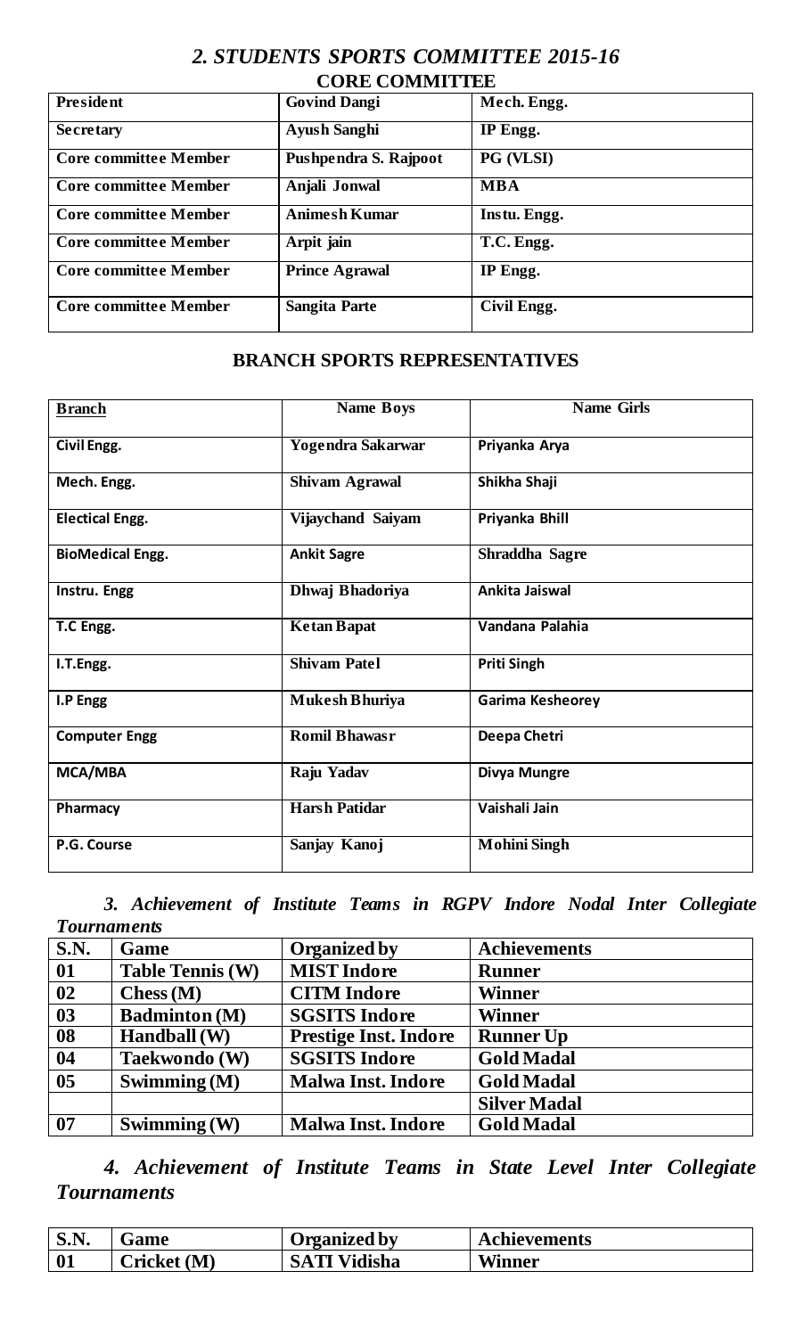## *2. STUDENTS SPORTS COMMITTEE 2015-16*

### CORE COMMITTEE

| **President** | **Govind Dangi** | **Mech. Engg.** |
|---|---|---|
| **Secretary** | **Ayush Sanghi** | **IP Engg.** |
| **Core committee Member** | **Pushpendra S. Rajpoot** | **PG (VLSI)** |
| **Core committee Member** | **Anjali Jonwal** | **MBA** |
| **Core committee Member** | **Animesh Kumar** | **Instu. Engg.** |
| **Core committee Member** | **Arpit jain** | **T.C. Engg.** |
| **Core committee Member** | **Prince Agrawal** | **IP Engg.** |
| **Core committee Member** | **Sangita Parte** | **Civil Engg.** |

### BRANCH SPORTS REPRESENTATIVES

| **Branch** | **Name Boys** | **Name Girls** |
|---|---|---|
| **Civil Engg.** | **Yogendra Sakarwar** | **Priyanka Arya** |
| **Mech. Engg.** | **Shivam Agrawal** | **Shikha Shaji** |
| **Electical Engg.** | **Vijaychand Saiyam** | **Priyanka Bhill** |
| **BioMedical Engg.** | **Ankit Sagre** | **Shraddha Sagre** |
| **Instru. Engg** | **Dhwaj Bhadoriya** | **Ankita Jaiswal** |
| **T.C Engg.** | **Ketan Bapat** | **Vandana Palahia** |
| **I.T.Engg.** | **Shivam Patel** | **Priti Singh** |
| **I.P Engg** | **Mukesh Bhuriya** | **Garima Kesheorey** |
| **Computer Engg** | **Romil Bhawasr** | **Deepa Chetri** |
| **MCA/MBA** | **Raju Yadav** | **Divya Mungre** |
| **Pharmacy** | **Harsh Patidar** | **Vaishali Jain** |
| **P.G. Course** | **Sanjay Kanoj** | **Mohini Singh** |

## *3. Achievement of Institute Teams in RGPV Indore Nodal Inter Collegiate Tournaments*

| **S.N.** | **Game** | **Organized by** | **Achievements** |
|---|---|---|---|
| **01** | **Table Tennis (W)** | **MIST Indore** | **Runner** |
| **02** | **Chess (M)** | **CITM Indore** | **Winner** |
| **03** | **Badminton (M)** | **SGSITS Indore** | **Winner** |
| **08** | **Handball (W)** | **Prestige Inst. Indore** | **Runner Up** |
| **04** | **Taekwondo (W)** | **SGSITS Indore** | **Gold Madal** |
| **05** | **Swimming (M)** | **Malwa Inst. Indore** | **Gold Madal** |
| | | | **Silver Madal** |
| **07** | **Swimming (W)** | **Malwa Inst. Indore** | **Gold Madal** |

## *4. Achievement of Institute Teams in State Level Inter Collegiate Tournaments*

| **S.N.** | **Game** | **Organized by** | **Achievements** |
|---|---|---|---|
| **01** | **Cricket (M)** | **SATI Vidisha** | **Winner** |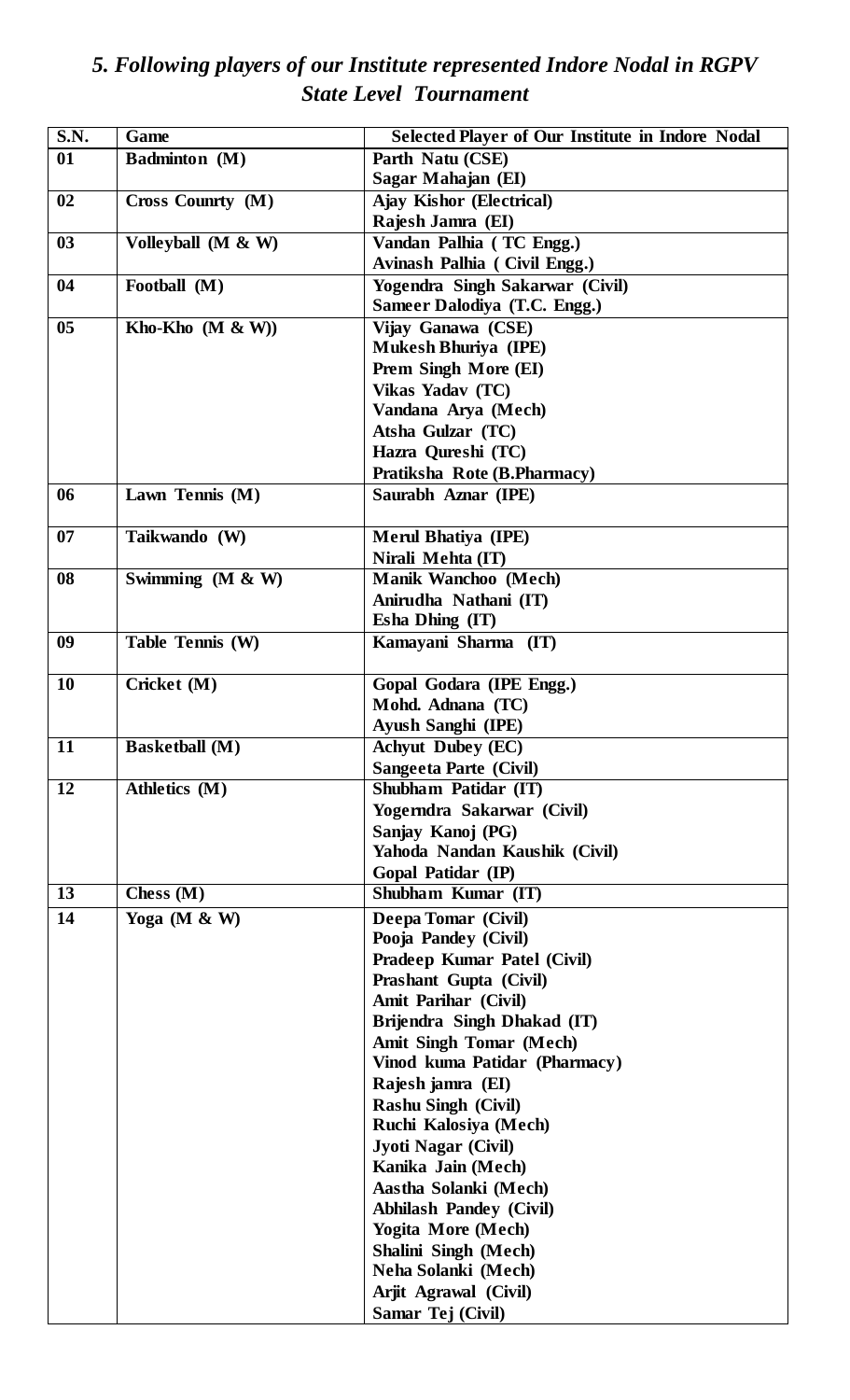## *5. Following players of our Institute represented Indore Nodal in RGPV State Level Tournament*

| S.N. | Game | Selected Player of Our Institute in Indore Nodal |
|---|---|---|
| 01 | Badminton (M) | Parth Natu (CSE)<br>Sagar Mahajan (EI) |
| 02 | Cross Counrty (M) | Ajay Kishor (Electrical)<br>Rajesh Jamra (EI) |
| 03 | Volleyball (M & W) | Vandan Palhia ( TC Engg.)<br>Avinash Palhia ( Civil Engg.) |
| 04 | Football (M) | Yogendra Singh Sakarwar (Civil)<br>Sameer Dalodiya (T.C. Engg.) |
| 05 | Kho-Kho (M & W)) | Vijay Ganawa (CSE)<br>Mukesh Bhuriya (IPE)<br>Prem Singh More (EI)<br>Vikas Yadav (TC)<br>Vandana Arya (Mech)<br>Atsha Gulzar (TC)<br>Hazra Qureshi (TC)<br>Pratiksha Rote (B.Pharmacy) |
| 06 | Lawn Tennis (M) | Saurabh Aznar (IPE) |
| 07 | Taikwando (W) | Merul Bhatiya (IPE)<br>Nirali Mehta (IT) |
| 08 | Swimming (M & W) | Manik Wanchoo (Mech)<br>Anirudha Nathani (IT)<br>Esha Dhing (IT) |
| 09 | Table Tennis (W) | Kamayani Sharma (IT) |
| 10 | Cricket (M) | Gopal Godara (IPE Engg.)<br>Mohd. Adnana (TC)<br>Ayush Sanghi (IPE) |
| 11 | Basketball (M) | Achyut Dubey (EC)<br>Sangeeta Parte (Civil) |
| 12 | Athletics (M) | Shubham Patidar (IT)<br>Yogerndra Sakarwar (Civil)<br>Sanjay Kanoj (PG)<br>Yahoda Nandan Kaushik (Civil)<br>Gopal Patidar (IP) |
| 13 | Chess (M) | Shubham Kumar (IT) |
| 14 | Yoga (M & W) | Deepa Tomar (Civil)<br>Pooja Pandey (Civil)<br>Pradeep Kumar Patel (Civil)<br>Prashant Gupta (Civil)<br>Amit Parihar (Civil)<br>Brijendra Singh Dhakad (IT)<br>Amit Singh Tomar (Mech)<br>Vinod kuma Patidar (Pharmacy)<br>Rajesh jamra (EI)<br>Rashu Singh (Civil)<br>Ruchi Kalosiya (Mech)<br>Jyoti Nagar (Civil)<br>Kanika Jain (Mech)<br>Aastha Solanki (Mech)<br>Abhilash Pandey (Civil)<br>Yogita More (Mech)<br>Shalini Singh (Mech)<br>Neha Solanki (Mech)<br>Arjit Agrawal (Civil)<br>Samar Tej (Civil) |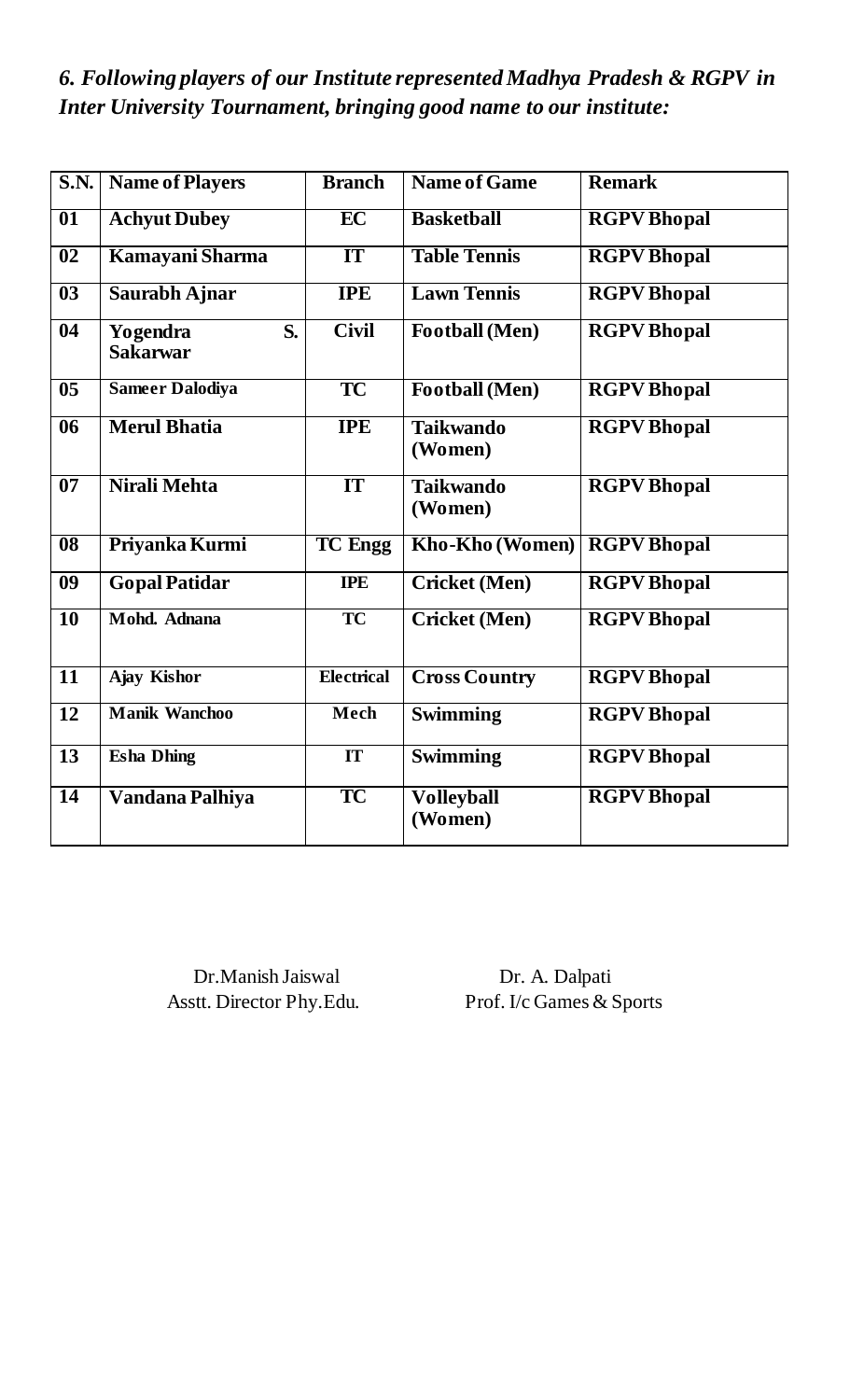*6. Following players of our Institute represented Madhya Pradesh & RGPV in Inter University Tournament, bringing good name to our institute:*

| S.N. | Name of Players | Branch | Name of Game | Remark |
|---|---|---|---|---|
| 01 | Achyut Dubey | EC | Basketball | RGPV Bhopal |
| 02 | Kamayani Sharma | IT | Table Tennis | RGPV Bhopal |
| 03 | Saurabh Ajnar | IPE | Lawn Tennis | RGPV Bhopal |
| 04 | Yogendra S. Sakarwar | Civil | Football (Men) | RGPV Bhopal |
| 05 | Sameer Dalodiya | TC | Football (Men) | RGPV Bhopal |
| 06 | Merul Bhatia | IPE | Taikwando (Women) | RGPV Bhopal |
| 07 | Nirali Mehta | IT | Taikwando (Women) | RGPV Bhopal |
| 08 | Priyanka Kurmi | TC Engg | Kho-Kho (Women) | RGPV Bhopal |
| 09 | Gopal Patidar | IPE | Cricket (Men) | RGPV Bhopal |
| 10 | Mohd. Adnana | TC | Cricket (Men) | RGPV Bhopal |
| 11 | Ajay Kishor | Electrical | Cross Country | RGPV Bhopal |
| 12 | Manik Wanchoo | Mech | Swimming | RGPV Bhopal |
| 13 | Esha Dhing | IT | Swimming | RGPV Bhopal |
| 14 | Vandana Palhiya | TC | Volleyball (Women) | RGPV Bhopal |

Dr.Manish Jaiswal
Asstt. Director Phy.Edu.

Dr. A. Dalpati
Prof. I/c Games & Sports